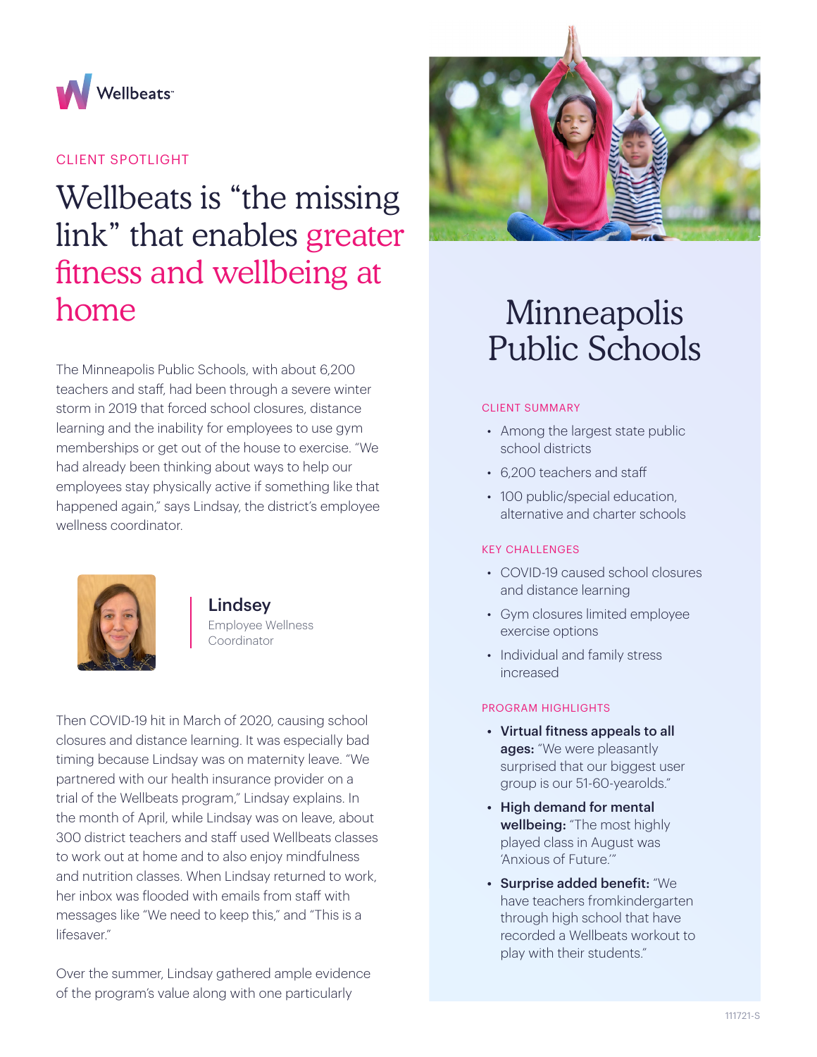Wellbeats

CLIENT SPOTLIGHT

# Wellbeats is "the missing link" that enables greater fitness and wellbeing at home

The Minneapolis Public Schools, with about 6,200 teachers and staff, had been through a severe winter storm in 2019 that forced school closures, distance learning and the inability for employees to use gym memberships or get out of the house to exercise. "We had already been thinking about ways to help our employees stay physically active if something like that happened again," says Lindsay, the district's employee wellness coordinator.

**Lindsey**
Employee Wellness Coordinator

Then COVID-19 hit in March of 2020, causing school closures and distance learning. It was especially bad timing because Lindsay was on maternity leave. "We partnered with our health insurance provider on a trial of the Wellbeats program," Lindsay explains. In the month of April, while Lindsay was on leave, about 300 district teachers and staff used Wellbeats classes to work out at home and to also enjoy mindfulness and nutrition classes. When Lindsay returned to work, her inbox was flooded with emails from staff with messages like "We need to keep this," and "This is a lifesaver."

Over the summer, Lindsay gathered ample evidence of the program's value along with one particularly

## Minneapolis Public Schools

### CLIENT SUMMARY

- Among the largest state public school districts
- 6,200 teachers and staff
- 100 public/special education, alternative and charter schools

### KEY CHALLENGES

- COVID-19 caused school closures and distance learning
- Gym closures limited employee exercise options
- Individual and family stress increased

### PROGRAM HIGHLIGHTS

- **Virtual fitness appeals to all ages:** "We were pleasantly surprised that our biggest user group is our 51-60-yearolds."
- **High demand for mental wellbeing:** "The most highly played class in August was 'Anxious of Future.'"
- **Surprise added benefit:** "We have teachers fromkindergarten through high school that have recorded a Wellbeats workout to play with their students."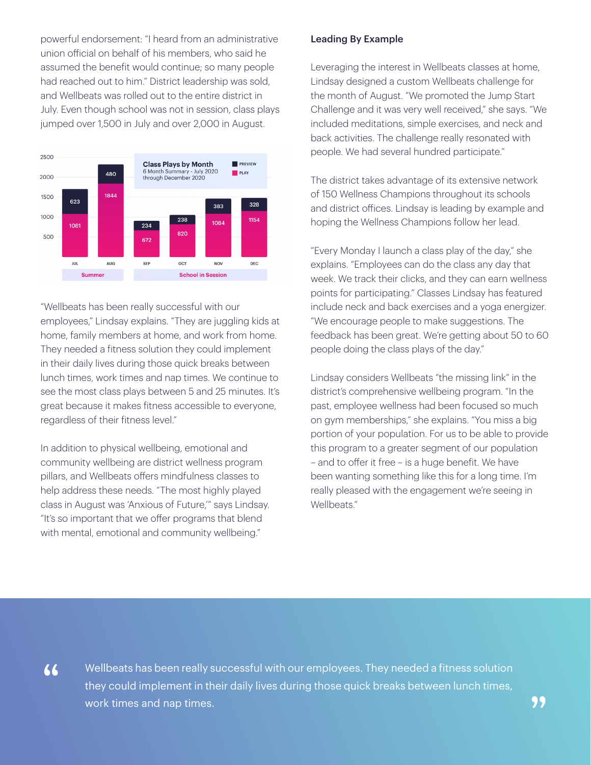powerful endorsement: "I heard from an administrative union official on behalf of his members, who said he assumed the benefit would continue; so many people had reached out to him." District leadership was sold, and Wellbeats was rolled out to the entire district in July. Even though school was not in session, class plays jumped over 1,500 in July and over 2,000 in August.

**Class Plays by Month**
6 Month Summary - July 2020 through December 2020

PREVIEW
PLAY

2500
2000
1500
1000
500

623
1081
JUL

480
1844
AUG

234
672
SEP

238
820
OCT

383
1084
NOV

328
1154
DEC

Summer
School in Session

"Wellbeats has been really successful with our employees," Lindsay explains. "They are juggling kids at home, family members at home, and work from home. They needed a fitness solution they could implement in their daily lives during those quick breaks between lunch times, work times and nap times. We continue to see the most class plays between 5 and 25 minutes. It's great because it makes fitness accessible to everyone, regardless of their fitness level."

In addition to physical wellbeing, emotional and community wellbeing are district wellness program pillars, and Wellbeats offers mindfulness classes to help address these needs. "The most highly played class in August was 'Anxious of Future,'" says Lindsay. "It's so important that we offer programs that blend with mental, emotional and community wellbeing."

### Leading By Example

Leveraging the interest in Wellbeats classes at home, Lindsay designed a custom Wellbeats challenge for the month of August. "We promoted the Jump Start Challenge and it was very well received," she says. "We included meditations, simple exercises, and neck and back activities. The challenge really resonated with people. We had several hundred participate."

The district takes advantage of its extensive network of 150 Wellness Champions throughout its schools and district offices. Lindsay is leading by example and hoping the Wellness Champions follow her lead.

"Every Monday I launch a class play of the day," she explains. "Employees can do the class any day that week. We track their clicks, and they can earn wellness points for participating." Classes Lindsay has featured include neck and back exercises and a yoga energizer. "We encourage people to make suggestions. The feedback has been great. We're getting about 50 to 60 people doing the class plays of the day."

Lindsay considers Wellbeats "the missing link" in the district's comprehensive wellbeing program. "In the past, employee wellness had been focused so much on gym memberships," she explains. "You miss a big portion of your population. For us to be able to provide this program to a greater segment of our population – and to offer it free – is a huge benefit. We have been wanting something like this for a long time. I'm really pleased with the engagement we're seeing in Wellbeats."

> "Wellbeats has been really successful with our employees. They needed a fitness solution they could implement in their daily lives during those quick breaks between lunch times, work times and nap times."